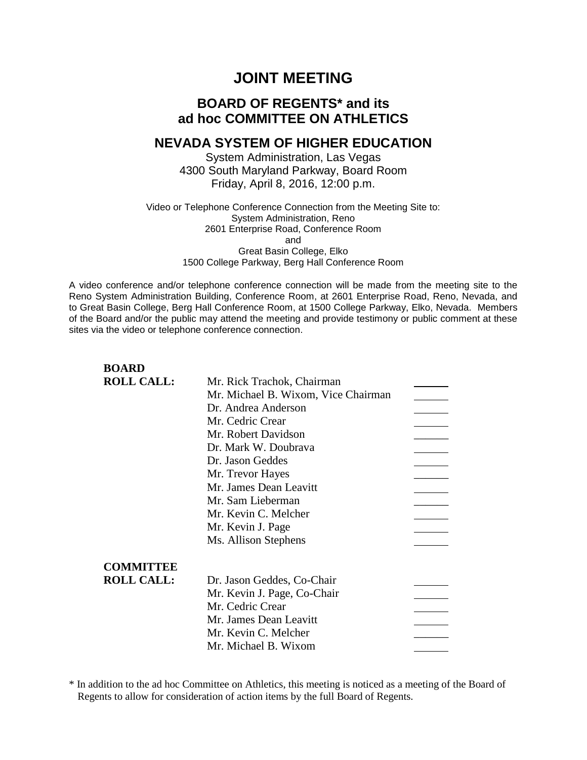# JOINT MEETING

## BOARD OF REGENTS* and its ad hoc COMMITTEE ON ATHLETICS

## NEVADA SYSTEM OF HIGHER EDUCATION

System Administration, Las Vegas
4300 South Maryland Parkway, Board Room
Friday, April 8, 2016, 12:00 p.m.

Video or Telephone Conference Connection from the Meeting Site to:
System Administration, Reno
2601 Enterprise Road, Conference Room
and
Great Basin College, Elko
1500 College Parkway, Berg Hall Conference Room

A video conference and/or telephone conference connection will be made from the meeting site to the Reno System Administration Building, Conference Room, at 2601 Enterprise Road, Reno, Nevada, and to Great Basin College, Berg Hall Conference Room, at 1500 College Parkway, Elko, Nevada. Members of the Board and/or the public may attend the meeting and provide testimony or public comment at these sites via the video or telephone conference connection.

**BOARD ROLL CALL:**

| | |
|---|---|
| Mr. Rick Trachok, Chairman | ______ |
| Mr. Michael B. Wixom, Vice Chairman | ______ |
| Dr. Andrea Anderson | ______ |
| Mr. Cedric Crear | ______ |
| Mr. Robert Davidson | ______ |
| Dr. Mark W. Doubrava | ______ |
| Dr. Jason Geddes | ______ |
| Mr. Trevor Hayes | ______ |
| Mr. James Dean Leavitt | ______ |
| Mr. Sam Lieberman | ______ |
| Mr. Kevin C. Melcher | ______ |
| Mr. Kevin J. Page | ______ |
| Ms. Allison Stephens | ______ |

**COMMITTEE ROLL CALL:**

| | |
|---|---|
| Dr. Jason Geddes, Co-Chair | ______ |
| Mr. Kevin J. Page, Co-Chair | ______ |
| Mr. Cedric Crear | ______ |
| Mr. James Dean Leavitt | ______ |
| Mr. Kevin C. Melcher | ______ |
| Mr. Michael B. Wixom | ______ |

\* In addition to the ad hoc Committee on Athletics, this meeting is noticed as a meeting of the Board of Regents to allow for consideration of action items by the full Board of Regents.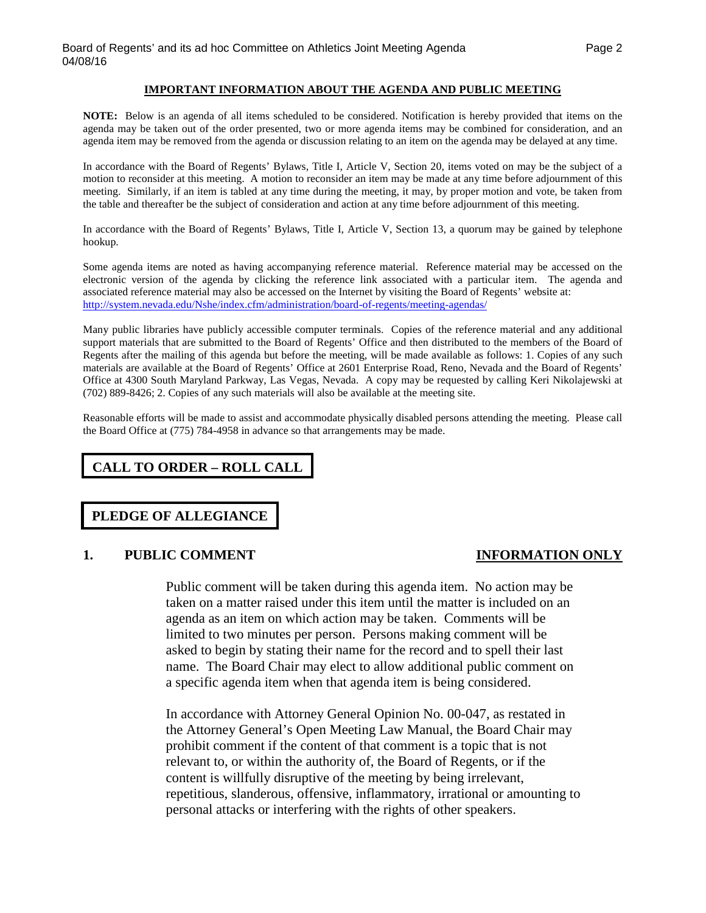## IMPORTANT INFORMATION ABOUT THE AGENDA AND PUBLIC MEETING

**NOTE:** Below is an agenda of all items scheduled to be considered. Notification is hereby provided that items on the agenda may be taken out of the order presented, two or more agenda items may be combined for consideration, and an agenda item may be removed from the agenda or discussion relating to an item on the agenda may be delayed at any time.

In accordance with the Board of Regents' Bylaws, Title I, Article V, Section 20, items voted on may be the subject of a motion to reconsider at this meeting. A motion to reconsider an item may be made at any time before adjournment of this meeting. Similarly, if an item is tabled at any time during the meeting, it may, by proper motion and vote, be taken from the table and thereafter be the subject of consideration and action at any time before adjournment of this meeting.

In accordance with the Board of Regents' Bylaws, Title I, Article V, Section 13, a quorum may be gained by telephone hookup.

Some agenda items are noted as having accompanying reference material. Reference material may be accessed on the electronic version of the agenda by clicking the reference link associated with a particular item. The agenda and associated reference material may also be accessed on the Internet by visiting the Board of Regents' website at: http://system.nevada.edu/Nshe/index.cfm/administration/board-of-regents/meeting-agendas/

Many public libraries have publicly accessible computer terminals. Copies of the reference material and any additional support materials that are submitted to the Board of Regents' Office and then distributed to the members of the Board of Regents after the mailing of this agenda but before the meeting, will be made available as follows: 1. Copies of any such materials are available at the Board of Regents' Office at 2601 Enterprise Road, Reno, Nevada and the Board of Regents' Office at 4300 South Maryland Parkway, Las Vegas, Nevada. A copy may be requested by calling Keri Nikolajewski at (702) 889-8426; 2. Copies of any such materials will also be available at the meeting site.

Reasonable efforts will be made to assist and accommodate physically disabled persons attending the meeting. Please call the Board Office at (775) 784-4958 in advance so that arrangements may be made.

## CALL TO ORDER – ROLL CALL

## PLEDGE OF ALLEGIANCE

### 1. PUBLIC COMMENT — INFORMATION ONLY

Public comment will be taken during this agenda item. No action may be taken on a matter raised under this item until the matter is included on an agenda as an item on which action may be taken. Comments will be limited to two minutes per person. Persons making comment will be asked to begin by stating their name for the record and to spell their last name. The Board Chair may elect to allow additional public comment on a specific agenda item when that agenda item is being considered.

In accordance with Attorney General Opinion No. 00-047, as restated in the Attorney General's Open Meeting Law Manual, the Board Chair may prohibit comment if the content of that comment is a topic that is not relevant to, or within the authority of, the Board of Regents, or if the content is willfully disruptive of the meeting by being irrelevant, repetitious, slanderous, offensive, inflammatory, irrational or amounting to personal attacks or interfering with the rights of other speakers.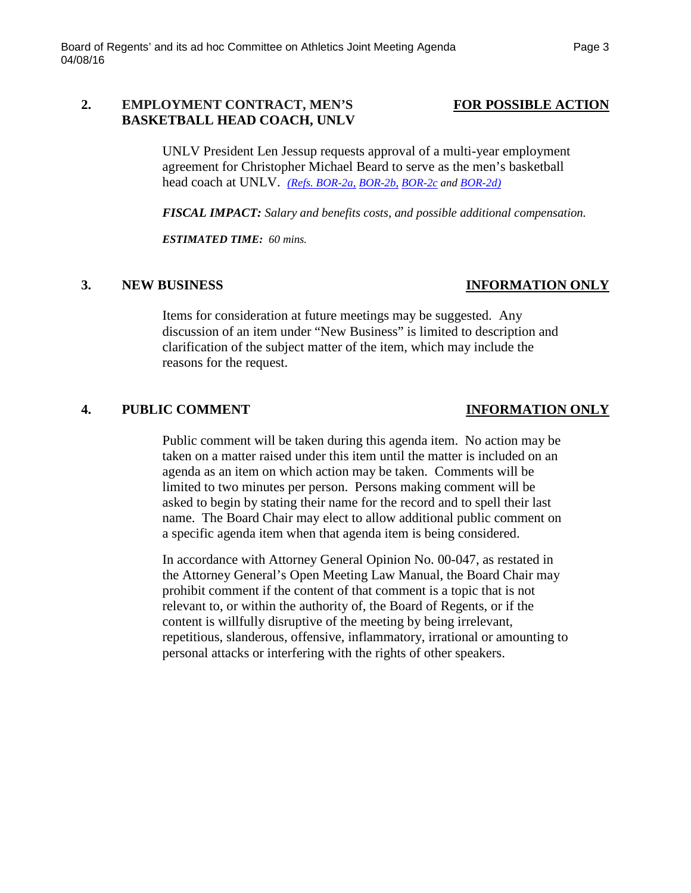## 2. EMPLOYMENT CONTRACT, MEN'S BASKETBALL HEAD COACH, UNLV — FOR POSSIBLE ACTION

UNLV President Len Jessup requests approval of a multi-year employment agreement for Christopher Michael Beard to serve as the men's basketball head coach at UNLV. *(Refs. BOR-2a, BOR-2b, BOR-2c and BOR-2d)*

***FISCAL IMPACT:*** *Salary and benefits costs, and possible additional compensation.*

***ESTIMATED TIME:*** *60 mins.*

## 3. NEW BUSINESS — INFORMATION ONLY

Items for consideration at future meetings may be suggested. Any discussion of an item under "New Business" is limited to description and clarification of the subject matter of the item, which may include the reasons for the request.

## 4. PUBLIC COMMENT — INFORMATION ONLY

Public comment will be taken during this agenda item. No action may be taken on a matter raised under this item until the matter is included on an agenda as an item on which action may be taken. Comments will be limited to two minutes per person. Persons making comment will be asked to begin by stating their name for the record and to spell their last name. The Board Chair may elect to allow additional public comment on a specific agenda item when that agenda item is being considered.

In accordance with Attorney General Opinion No. 00-047, as restated in the Attorney General's Open Meeting Law Manual, the Board Chair may prohibit comment if the content of that comment is a topic that is not relevant to, or within the authority of, the Board of Regents, or if the content is willfully disruptive of the meeting by being irrelevant, repetitious, slanderous, offensive, inflammatory, irrational or amounting to personal attacks or interfering with the rights of other speakers.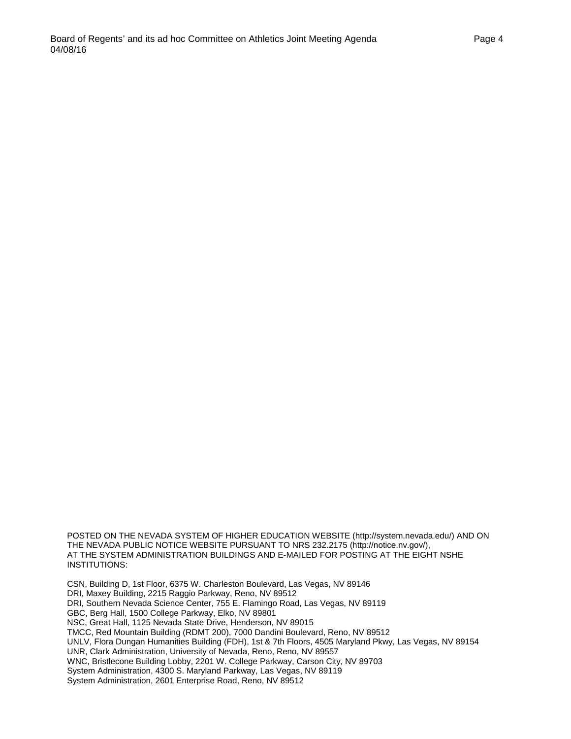POSTED ON THE NEVADA SYSTEM OF HIGHER EDUCATION WEBSITE (http://system.nevada.edu/) AND ON THE NEVADA PUBLIC NOTICE WEBSITE PURSUANT TO NRS 232.2175 (http://notice.nv.gov/), AT THE SYSTEM ADMINISTRATION BUILDINGS AND E-MAILED FOR POSTING AT THE EIGHT NSHE INSTITUTIONS:

CSN, Building D, 1st Floor, 6375 W. Charleston Boulevard, Las Vegas, NV 89146
DRI, Maxey Building, 2215 Raggio Parkway, Reno, NV 89512
DRI, Southern Nevada Science Center, 755 E. Flamingo Road, Las Vegas, NV 89119
GBC, Berg Hall, 1500 College Parkway, Elko, NV 89801
NSC, Great Hall, 1125 Nevada State Drive, Henderson, NV 89015
TMCC, Red Mountain Building (RDMT 200), 7000 Dandini Boulevard, Reno, NV 89512
UNLV, Flora Dungan Humanities Building (FDH), 1st & 7th Floors, 4505 Maryland Pkwy, Las Vegas, NV 89154
UNR, Clark Administration, University of Nevada, Reno, Reno, NV 89557
WNC, Bristlecone Building Lobby, 2201 W. College Parkway, Carson City, NV 89703
System Administration, 4300 S. Maryland Parkway, Las Vegas, NV 89119
System Administration, 2601 Enterprise Road, Reno, NV 89512